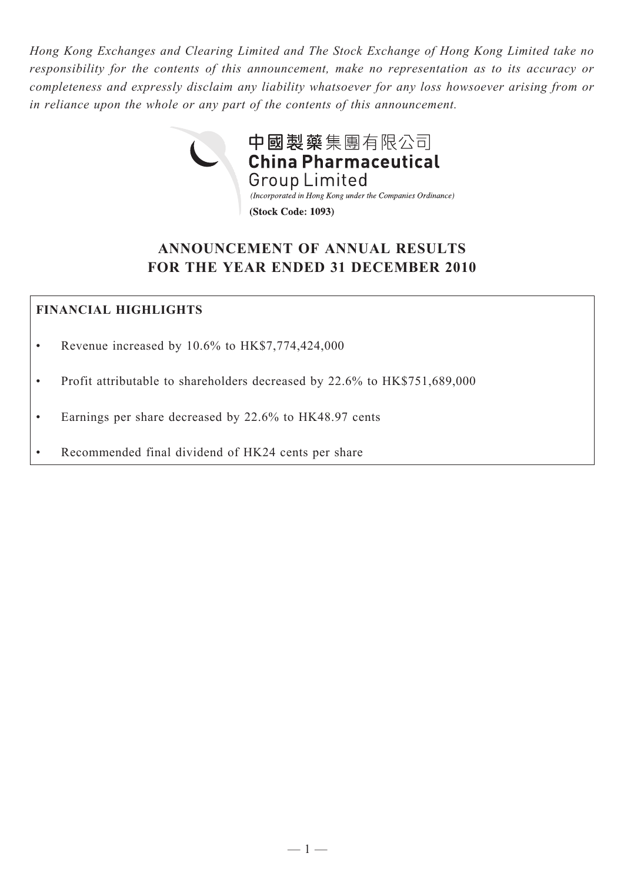*Hong Kong Exchanges and Clearing Limited and The Stock Exchange of Hong Kong Limited take no responsibility for the contents of this announcement, make no representation as to its accuracy or completeness and expressly disclaim any liability whatsoever for any loss howsoever arising from or in reliance upon the whole or any part of the contents of this announcement.*

中國製藥集團有限公司
**China Pharmaceutical Group Limited**

*(Incorporated in Hong Kong under the Companies Ordinance)*

**(Stock Code: 1093)**

# ANNOUNCEMENT OF ANNUAL RESULTS FOR THE YEAR ENDED 31 DECEMBER 2010

**FINANCIAL HIGHLIGHTS**

- Revenue increased by 10.6% to HK$7,774,424,000
- Profit attributable to shareholders decreased by 22.6% to HK$751,689,000
- Earnings per share decreased by 22.6% to HK48.97 cents
- Recommended final dividend of HK24 cents per share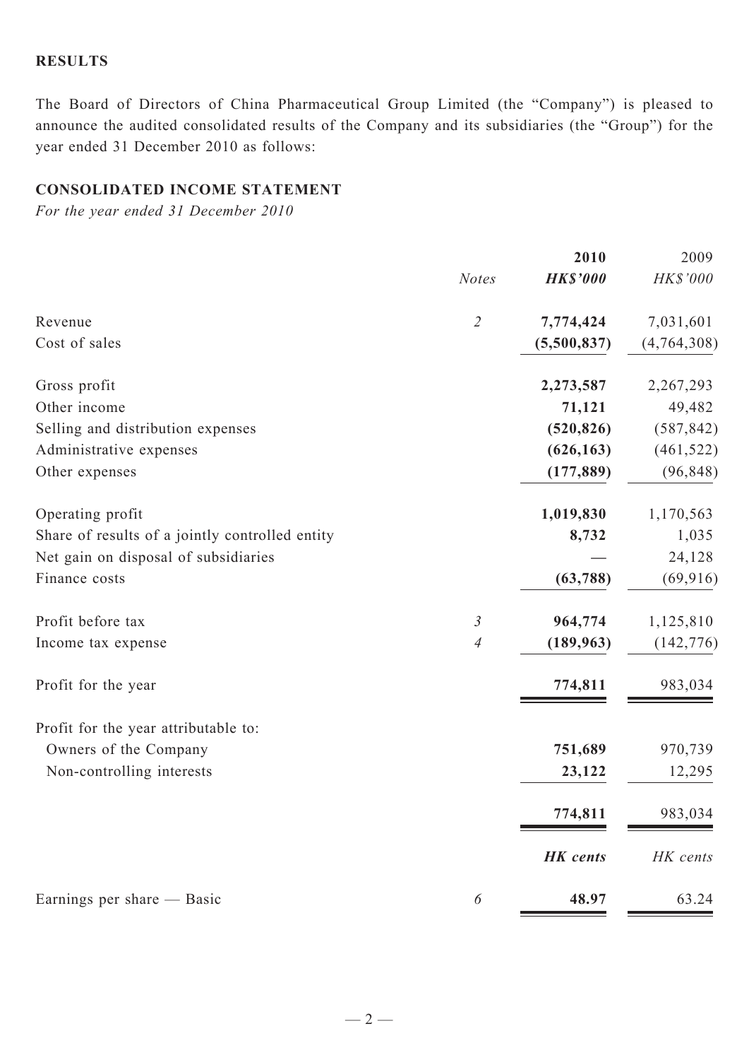## RESULTS

The Board of Directors of China Pharmaceutical Group Limited (the "Company") is pleased to announce the audited consolidated results of the Company and its subsidiaries (the "Group") for the year ended 31 December 2010 as follows:

## CONSOLIDATED INCOME STATEMENT

*For the year ended 31 December 2010*

| | *Notes* | **2010** | 2009 |
|---|---|---|---|
| | | ***HK$'000*** | *HK$'000* |
| Revenue | *2* | **7,774,424** | 7,031,601 |
| Cost of sales | | **(5,500,837)** | (4,764,308) |
| Gross profit | | **2,273,587** | 2,267,293 |
| Other income | | **71,121** | 49,482 |
| Selling and distribution expenses | | **(520,826)** | (587,842) |
| Administrative expenses | | **(626,163)** | (461,522) |
| Other expenses | | **(177,889)** | (96,848) |
| Operating profit | | **1,019,830** | 1,170,563 |
| Share of results of a jointly controlled entity | | **8,732** | 1,035 |
| Net gain on disposal of subsidiaries | | **—** | 24,128 |
| Finance costs | | **(63,788)** | (69,916) |
| Profit before tax | *3* | **964,774** | 1,125,810 |
| Income tax expense | *4* | **(189,963)** | (142,776) |
| Profit for the year | | **774,811** | 983,034 |
| Profit for the year attributable to: | | | |
| Owners of the Company | | **751,689** | 970,739 |
| Non-controlling interests | | **23,122** | 12,295 |
| | | **774,811** | 983,034 |
| | | ***HK cents*** | *HK cents* |
| Earnings per share — Basic | *6* | **48.97** | 63.24 |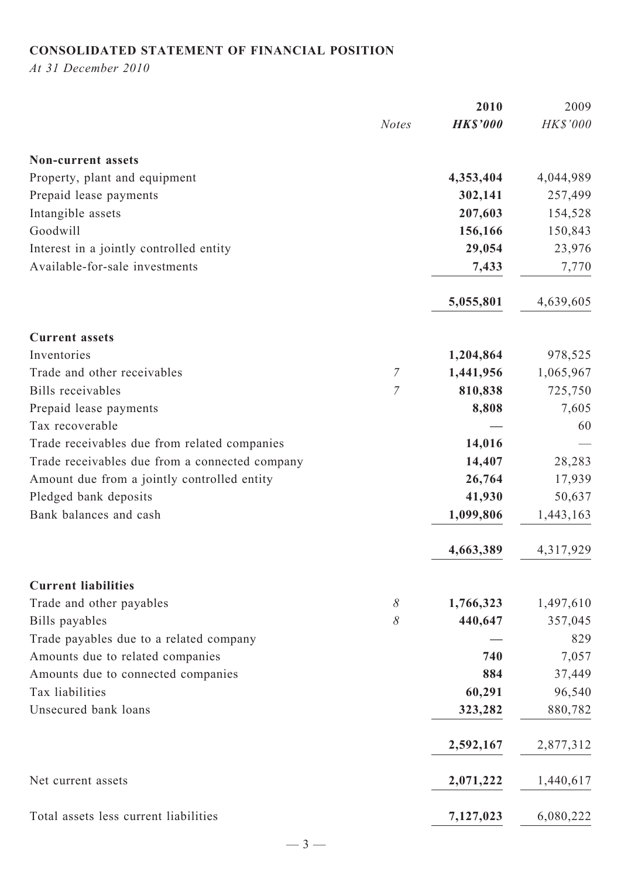## CONSOLIDATED STATEMENT OF FINANCIAL POSITION

*At 31 December 2010*

| | *Notes* | **2010** | 2009 |
|---|---|---|---|
| | | ***HK$'000*** | *HK$'000* |
| **Non-current assets** | | | |
| Property, plant and equipment | | **4,353,404** | 4,044,989 |
| Prepaid lease payments | | **302,141** | 257,499 |
| Intangible assets | | **207,603** | 154,528 |
| Goodwill | | **156,166** | 150,843 |
| Interest in a jointly controlled entity | | **29,054** | 23,976 |
| Available-for-sale investments | | **7,433** | 7,770 |
| | | **5,055,801** | 4,639,605 |
| **Current assets** | | | |
| Inventories | | **1,204,864** | 978,525 |
| Trade and other receivables | *7* | **1,441,956** | 1,065,967 |
| Bills receivables | *7* | **810,838** | 725,750 |
| Prepaid lease payments | | **8,808** | 7,605 |
| Tax recoverable | | **—** | 60 |
| Trade receivables due from related companies | | **14,016** | — |
| Trade receivables due from a connected company | | **14,407** | 28,283 |
| Amount due from a jointly controlled entity | | **26,764** | 17,939 |
| Pledged bank deposits | | **41,930** | 50,637 |
| Bank balances and cash | | **1,099,806** | 1,443,163 |
| | | **4,663,389** | 4,317,929 |
| **Current liabilities** | | | |
| Trade and other payables | *8* | **1,766,323** | 1,497,610 |
| Bills payables | *8* | **440,647** | 357,045 |
| Trade payables due to a related company | | **—** | 829 |
| Amounts due to related companies | | **740** | 7,057 |
| Amounts due to connected companies | | **884** | 37,449 |
| Tax liabilities | | **60,291** | 96,540 |
| Unsecured bank loans | | **323,282** | 880,782 |
| | | **2,592,167** | 2,877,312 |
| Net current assets | | **2,071,222** | 1,440,617 |
| Total assets less current liabilities | | **7,127,023** | 6,080,222 |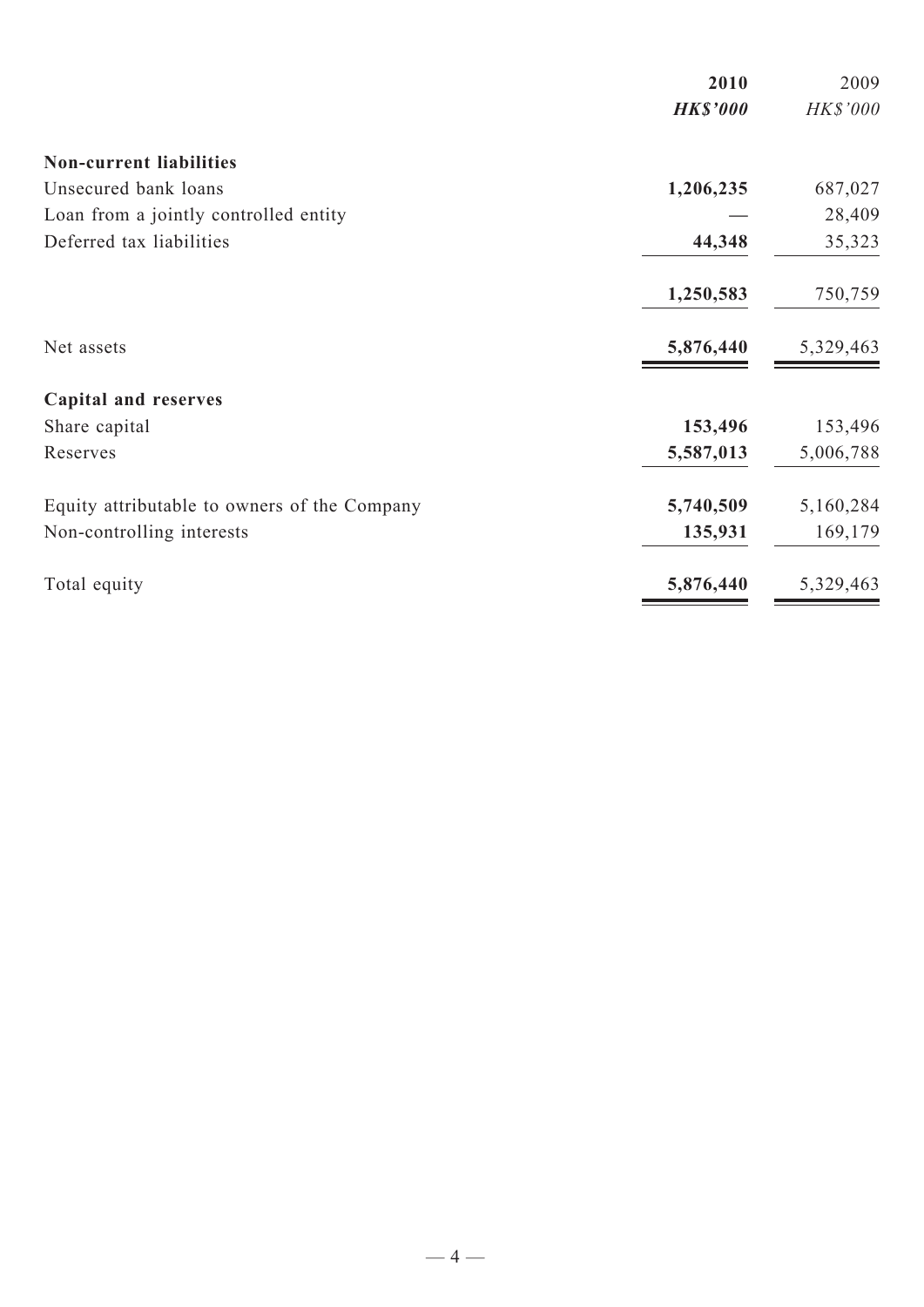| | **2010** | 2009 |
|---|---|---|
| | ***HK$'000*** | *HK$'000* |
| **Non-current liabilities** | | |
| Unsecured bank loans | **1,206,235** | 687,027 |
| Loan from a jointly controlled entity | — | 28,409 |
| Deferred tax liabilities | **44,348** | 35,323 |
| | **1,250,583** | 750,759 |
| Net assets | **5,876,440** | 5,329,463 |
| **Capital and reserves** | | |
| Share capital | **153,496** | 153,496 |
| Reserves | **5,587,013** | 5,006,788 |
| Equity attributable to owners of the Company | **5,740,509** | 5,160,284 |
| Non-controlling interests | **135,931** | 169,179 |
| Total equity | **5,876,440** | 5,329,463 |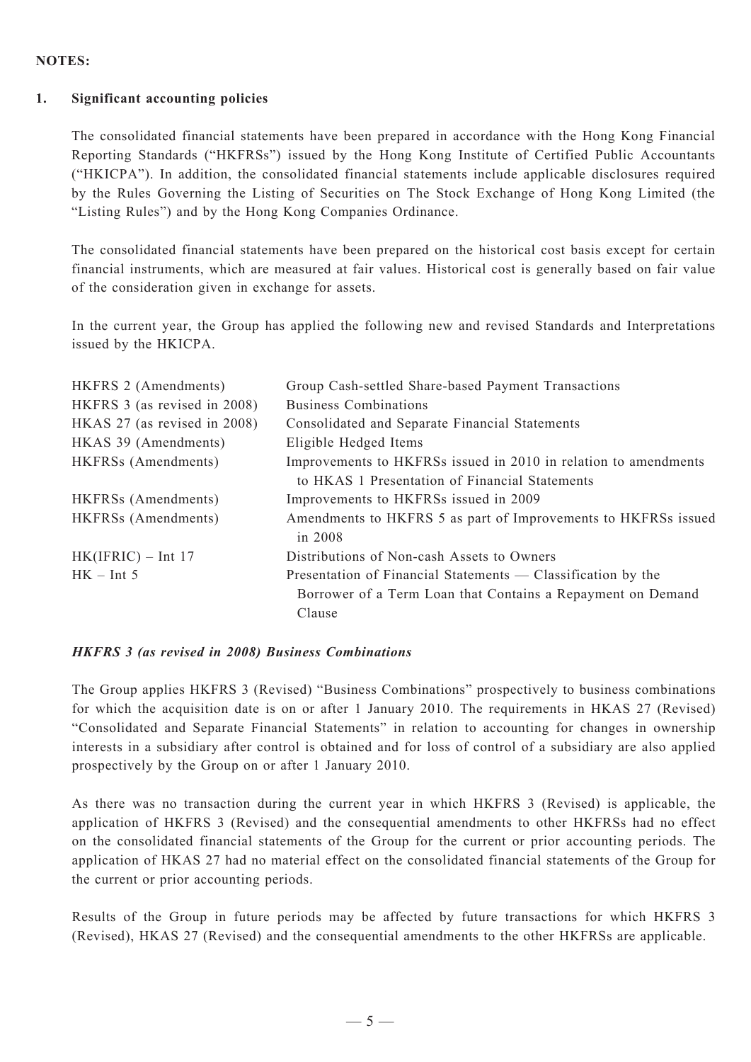**NOTES:**

## 1. Significant accounting policies

The consolidated financial statements have been prepared in accordance with the Hong Kong Financial Reporting Standards ("HKFRSs") issued by the Hong Kong Institute of Certified Public Accountants ("HKICPA"). In addition, the consolidated financial statements include applicable disclosures required by the Rules Governing the Listing of Securities on The Stock Exchange of Hong Kong Limited (the "Listing Rules") and by the Hong Kong Companies Ordinance.

The consolidated financial statements have been prepared on the historical cost basis except for certain financial instruments, which are measured at fair values. Historical cost is generally based on fair value of the consideration given in exchange for assets.

In the current year, the Group has applied the following new and revised Standards and Interpretations issued by the HKICPA.

| | |
|---|---|
| HKFRS 2 (Amendments) | Group Cash-settled Share-based Payment Transactions |
| HKFRS 3 (as revised in 2008) | Business Combinations |
| HKAS 27 (as revised in 2008) | Consolidated and Separate Financial Statements |
| HKAS 39 (Amendments) | Eligible Hedged Items |
| HKFRSs (Amendments) | Improvements to HKFRSs issued in 2010 in relation to amendments to HKAS 1 Presentation of Financial Statements |
| HKFRSs (Amendments) | Improvements to HKFRSs issued in 2009 |
| HKFRSs (Amendments) | Amendments to HKFRS 5 as part of Improvements to HKFRSs issued in 2008 |
| HK(IFRIC) – Int 17 | Distributions of Non-cash Assets to Owners |
| HK – Int 5 | Presentation of Financial Statements — Classification by the Borrower of a Term Loan that Contains a Repayment on Demand Clause |

### *HKFRS 3 (as revised in 2008) Business Combinations*

The Group applies HKFRS 3 (Revised) "Business Combinations" prospectively to business combinations for which the acquisition date is on or after 1 January 2010. The requirements in HKAS 27 (Revised) "Consolidated and Separate Financial Statements" in relation to accounting for changes in ownership interests in a subsidiary after control is obtained and for loss of control of a subsidiary are also applied prospectively by the Group on or after 1 January 2010.

As there was no transaction during the current year in which HKFRS 3 (Revised) is applicable, the application of HKFRS 3 (Revised) and the consequential amendments to other HKFRSs had no effect on the consolidated financial statements of the Group for the current or prior accounting periods. The application of HKAS 27 had no material effect on the consolidated financial statements of the Group for the current or prior accounting periods.

Results of the Group in future periods may be affected by future transactions for which HKFRS 3 (Revised), HKAS 27 (Revised) and the consequential amendments to the other HKFRSs are applicable.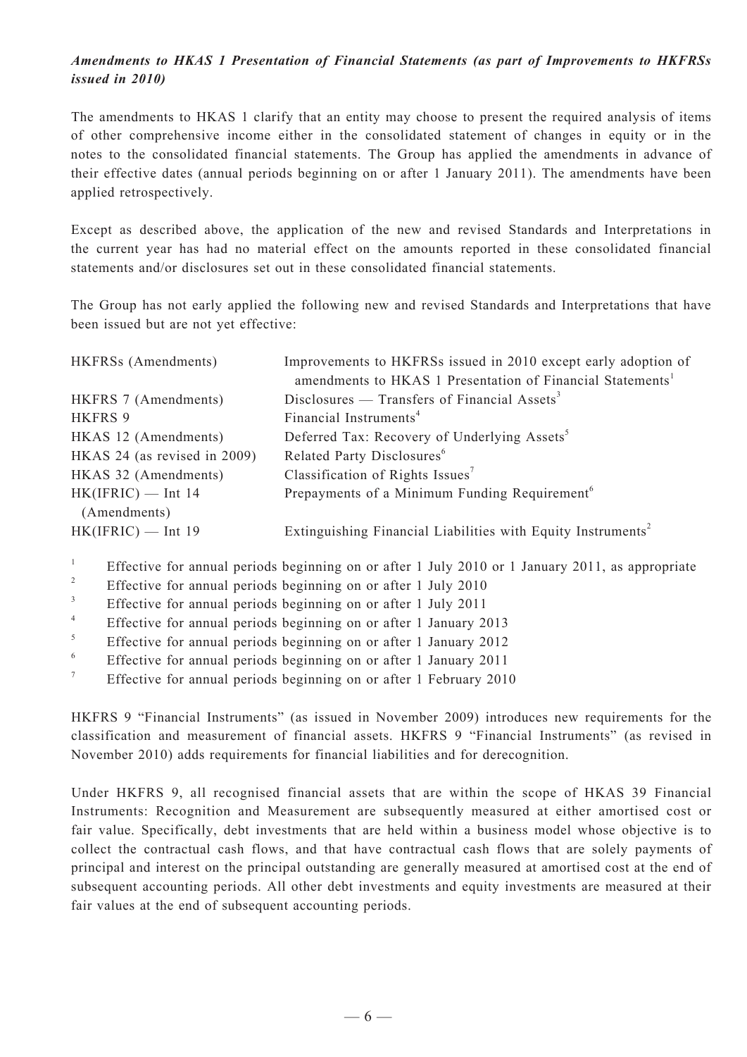***Amendments to HKAS 1 Presentation of Financial Statements (as part of Improvements to HKFRSs issued in 2010)***

The amendments to HKAS 1 clarify that an entity may choose to present the required analysis of items of other comprehensive income either in the consolidated statement of changes in equity or in the notes to the consolidated financial statements. The Group has applied the amendments in advance of their effective dates (annual periods beginning on or after 1 January 2011). The amendments have been applied retrospectively.

Except as described above, the application of the new and revised Standards and Interpretations in the current year has had no material effect on the amounts reported in these consolidated financial statements and/or disclosures set out in these consolidated financial statements.

The Group has not early applied the following new and revised Standards and Interpretations that have been issued but are not yet effective:

| | |
|---|---|
| HKFRSs (Amendments) | Improvements to HKFRSs issued in 2010 except early adoption of amendments to HKAS 1 Presentation of Financial Statements[1] |
| HKFRS 7 (Amendments) | Disclosures — Transfers of Financial Assets[3] |
| HKFRS 9 | Financial Instruments[4] |
| HKAS 12 (Amendments) | Deferred Tax: Recovery of Underlying Assets[5] |
| HKAS 24 (as revised in 2009) | Related Party Disclosures[6] |
| HKAS 32 (Amendments) | Classification of Rights Issues[7] |
| HK(IFRIC) — Int 14 (Amendments) | Prepayments of a Minimum Funding Requirement[6] |
| HK(IFRIC) — Int 19 | Extinguishing Financial Liabilities with Equity Instruments[2] |

[1] Effective for annual periods beginning on or after 1 July 2010 or 1 January 2011, as appropriate
[2] Effective for annual periods beginning on or after 1 July 2010
[3] Effective for annual periods beginning on or after 1 July 2011
[4] Effective for annual periods beginning on or after 1 January 2013
[5] Effective for annual periods beginning on or after 1 January 2012
[6] Effective for annual periods beginning on or after 1 January 2011
[7] Effective for annual periods beginning on or after 1 February 2010

HKFRS 9 "Financial Instruments" (as issued in November 2009) introduces new requirements for the classification and measurement of financial assets. HKFRS 9 "Financial Instruments" (as revised in November 2010) adds requirements for financial liabilities and for derecognition.

Under HKFRS 9, all recognised financial assets that are within the scope of HKAS 39 Financial Instruments: Recognition and Measurement are subsequently measured at either amortised cost or fair value. Specifically, debt investments that are held within a business model whose objective is to collect the contractual cash flows, and that have contractual cash flows that are solely payments of principal and interest on the principal outstanding are generally measured at amortised cost at the end of subsequent accounting periods. All other debt investments and equity investments are measured at their fair values at the end of subsequent accounting periods.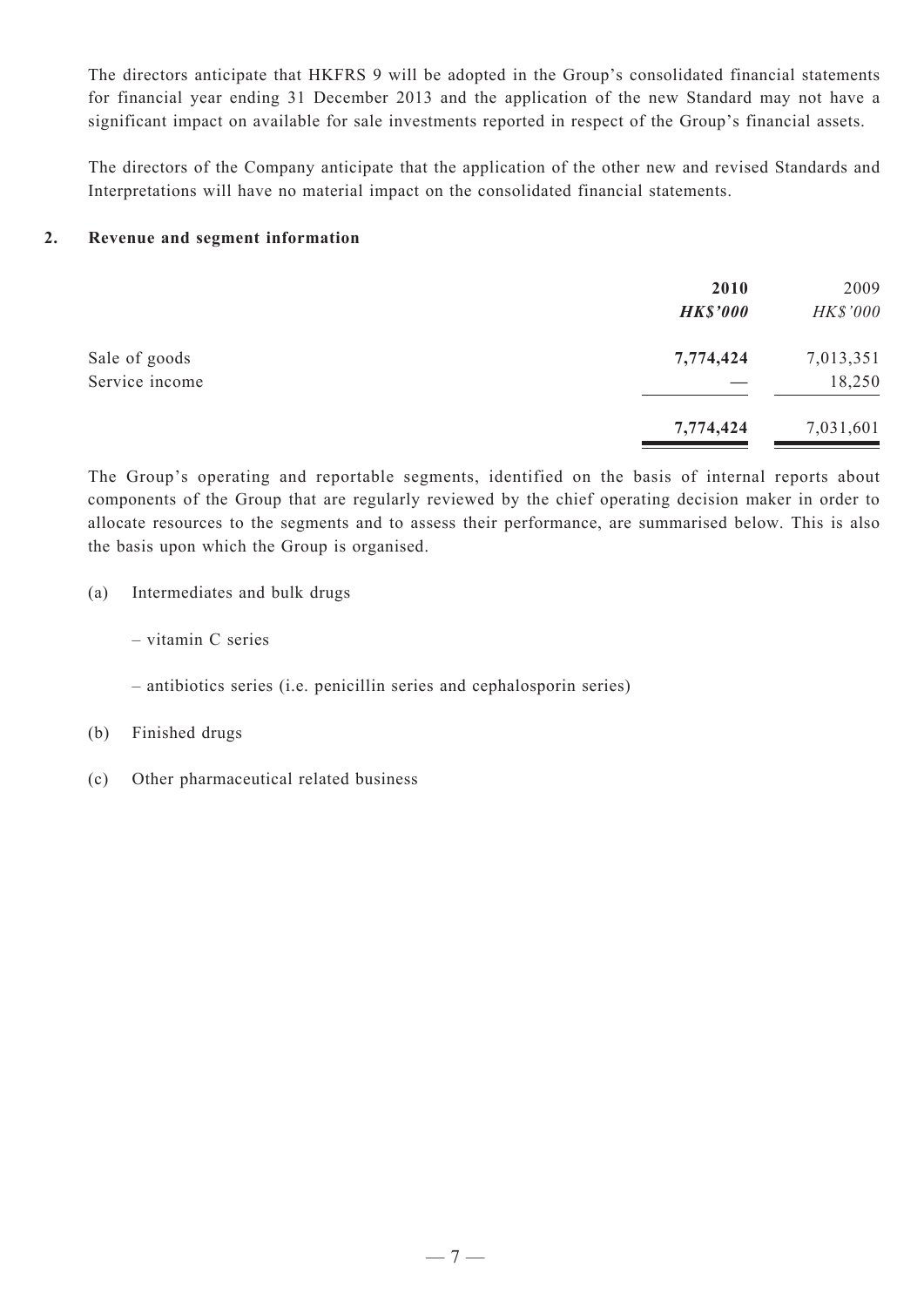The directors anticipate that HKFRS 9 will be adopted in the Group's consolidated financial statements for financial year ending 31 December 2013 and the application of the new Standard may not have a significant impact on available for sale investments reported in respect of the Group's financial assets.

The directors of the Company anticipate that the application of the other new and revised Standards and Interpretations will have no material impact on the consolidated financial statements.

## 2. Revenue and segment information

| | **2010** | 2009 |
|---|---|---|
| | ***HK$'000*** | *HK$'000* |
| Sale of goods | **7,774,424** | 7,013,351 |
| Service income | **—** | 18,250 |
| | **7,774,424** | 7,031,601 |

The Group's operating and reportable segments, identified on the basis of internal reports about components of the Group that are regularly reviewed by the chief operating decision maker in order to allocate resources to the segments and to assess their performance, are summarised below. This is also the basis upon which the Group is organised.

(a) Intermediates and bulk drugs

– vitamin C series

– antibiotics series (i.e. penicillin series and cephalosporin series)

(b) Finished drugs

(c) Other pharmaceutical related business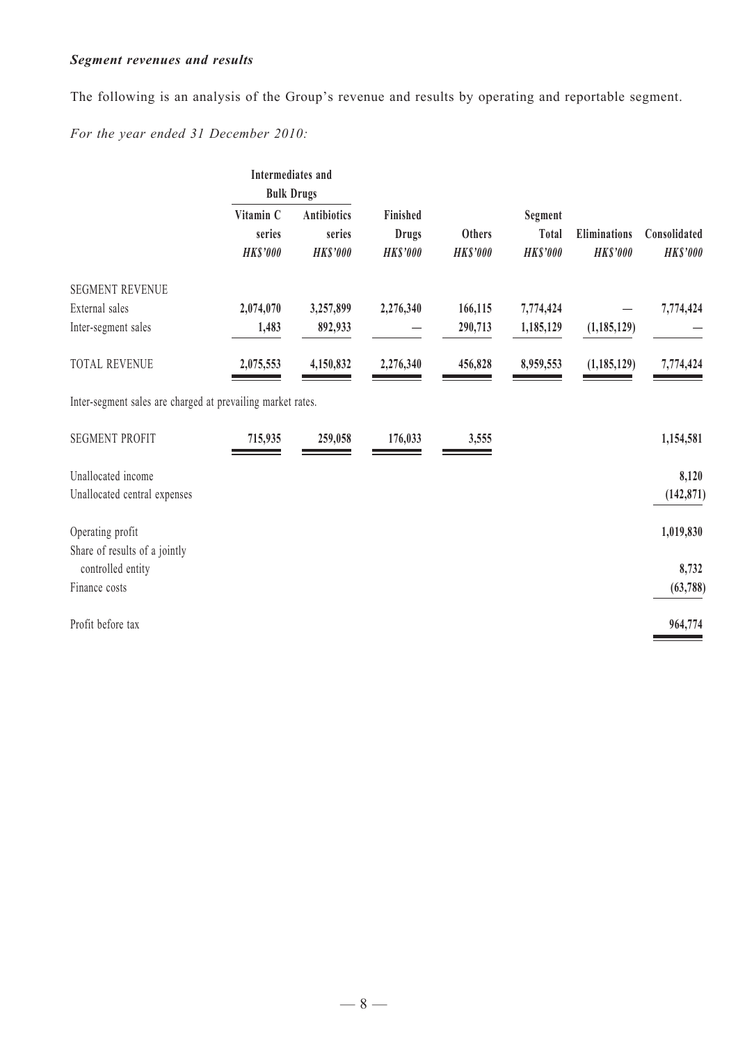***Segment revenues and results***

The following is an analysis of the Group's revenue and results by operating and reportable segment.

*For the year ended 31 December 2010:*

| | Intermediates and Bulk Drugs | | | | | | |
|---|---|---|---|---|---|---|---|
| | **Vitamin C series** | **Antibiotics series** | **Finished Drugs** | **Others** | **Segment Total** | **Eliminations** | **Consolidated** |
| | ***HK$'000*** | ***HK$'000*** | ***HK$'000*** | ***HK$'000*** | ***HK$'000*** | ***HK$'000*** | ***HK$'000*** |
| SEGMENT REVENUE | | | | | | | |
| External sales | **2,074,070** | **3,257,899** | **2,276,340** | **166,115** | **7,774,424** | **—** | **7,774,424** |
| Inter-segment sales | **1,483** | **892,933** | **—** | **290,713** | **1,185,129** | **(1,185,129)** | **—** |
| TOTAL REVENUE | **2,075,553** | **4,150,832** | **2,276,340** | **456,828** | **8,959,553** | **(1,185,129)** | **7,774,424** |
| Inter-segment sales are charged at prevailing market rates. | | | | | | | |
| SEGMENT PROFIT | **715,935** | **259,058** | **176,033** | **3,555** | | | **1,154,581** |
| Unallocated income | | | | | | | **8,120** |
| Unallocated central expenses | | | | | | | **(142,871)** |
| Operating profit | | | | | | | **1,019,830** |
| Share of results of a jointly controlled entity | | | | | | | **8,732** |
| Finance costs | | | | | | | **(63,788)** |
| Profit before tax | | | | | | | **964,774** |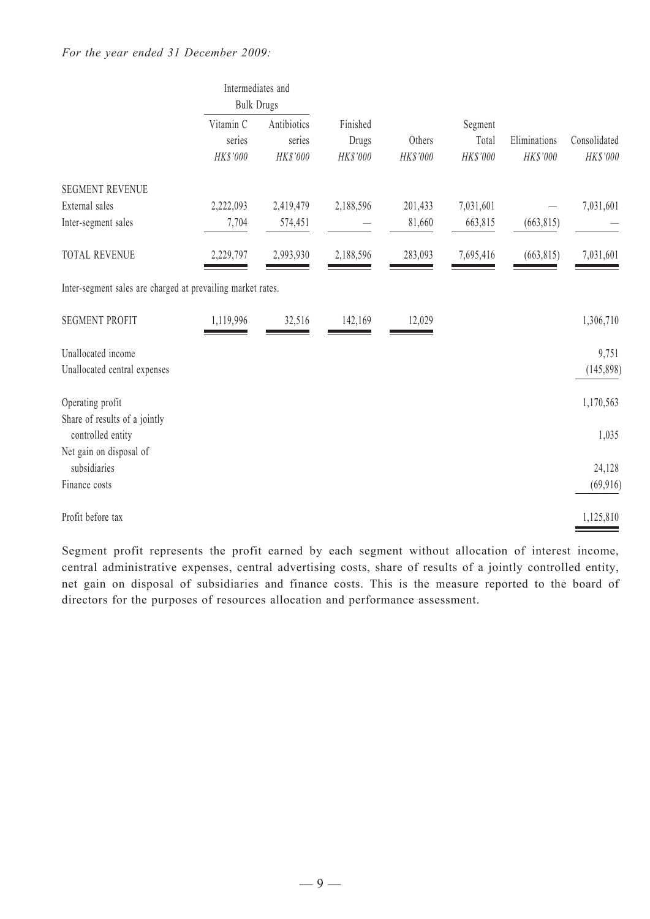*For the year ended 31 December 2009:*

| | Intermediates and Bulk Drugs | | | | | | |
|---|---|---|---|---|---|---|---|
| | Vitamin C series | Antibiotics series | Finished Drugs | Others | Segment Total | Eliminations | Consolidated |
| | *HK$'000* | *HK$'000* | *HK$'000* | *HK$'000* | *HK$'000* | *HK$'000* | *HK$'000* |
| SEGMENT REVENUE | | | | | | | |
| External sales | 2,222,093 | 2,419,479 | 2,188,596 | 201,433 | 7,031,601 | — | 7,031,601 |
| Inter-segment sales | 7,704 | 574,451 | — | 81,660 | 663,815 | (663,815) | — |
| TOTAL REVENUE | 2,229,797 | 2,993,930 | 2,188,596 | 283,093 | 7,695,416 | (663,815) | 7,031,601 |

Inter-segment sales are charged at prevailing market rates.

| | Vitamin C series | Antibiotics series | Finished Drugs | Others | Consolidated |
|---|---|---|---|---|---|
| SEGMENT PROFIT | 1,119,996 | 32,516 | 142,169 | 12,029 | 1,306,710 |
| Unallocated income | | | | | 9,751 |
| Unallocated central expenses | | | | | (145,898) |
| Operating profit | | | | | 1,170,563 |
| Share of results of a jointly controlled entity | | | | | 1,035 |
| Net gain on disposal of subsidiaries | | | | | 24,128 |
| Finance costs | | | | | (69,916) |
| Profit before tax | | | | | 1,125,810 |

Segment profit represents the profit earned by each segment without allocation of interest income, central administrative expenses, central advertising costs, share of results of a jointly controlled entity, net gain on disposal of subsidiaries and finance costs. This is the measure reported to the board of directors for the purposes of resources allocation and performance assessment.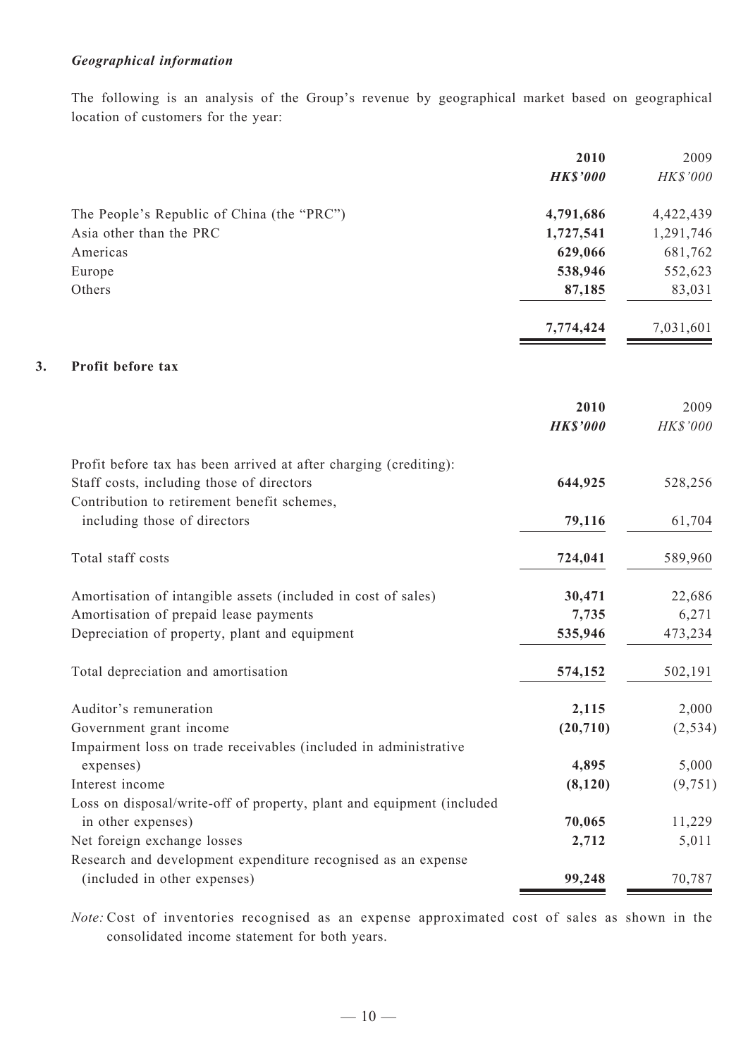***Geographical information***

The following is an analysis of the Group's revenue by geographical market based on geographical location of customers for the year:

| | 2010 | 2009 |
|---|---|---|
| | ***HK$'000*** | *HK$'000* |
| The People's Republic of China (the "PRC") | **4,791,686** | 4,422,439 |
| Asia other than the PRC | **1,727,541** | 1,291,746 |
| Americas | **629,066** | 681,762 |
| Europe | **538,946** | 552,623 |
| Others | **87,185** | 83,031 |
| | **7,774,424** | 7,031,601 |

## 3. Profit before tax

| | 2010 | 2009 |
|---|---|---|
| | ***HK$'000*** | *HK$'000* |
| Profit before tax has been arrived at after charging (crediting): | | |
| Staff costs, including those of directors | **644,925** | 528,256 |
| Contribution to retirement benefit schemes, including those of directors | **79,116** | 61,704 |
| Total staff costs | **724,041** | 589,960 |
| Amortisation of intangible assets (included in cost of sales) | **30,471** | 22,686 |
| Amortisation of prepaid lease payments | **7,735** | 6,271 |
| Depreciation of property, plant and equipment | **535,946** | 473,234 |
| Total depreciation and amortisation | **574,152** | 502,191 |
| Auditor's remuneration | **2,115** | 2,000 |
| Government grant income | **(20,710)** | (2,534) |
| Impairment loss on trade receivables (included in administrative expenses) | **4,895** | 5,000 |
| Interest income | **(8,120)** | (9,751) |
| Loss on disposal/write-off of property, plant and equipment (included in other expenses) | **70,065** | 11,229 |
| Net foreign exchange losses | **2,712** | 5,011 |
| Research and development expenditure recognised as an expense (included in other expenses) | **99,248** | 70,787 |

*Note:* Cost of inventories recognised as an expense approximated cost of sales as shown in the consolidated income statement for both years.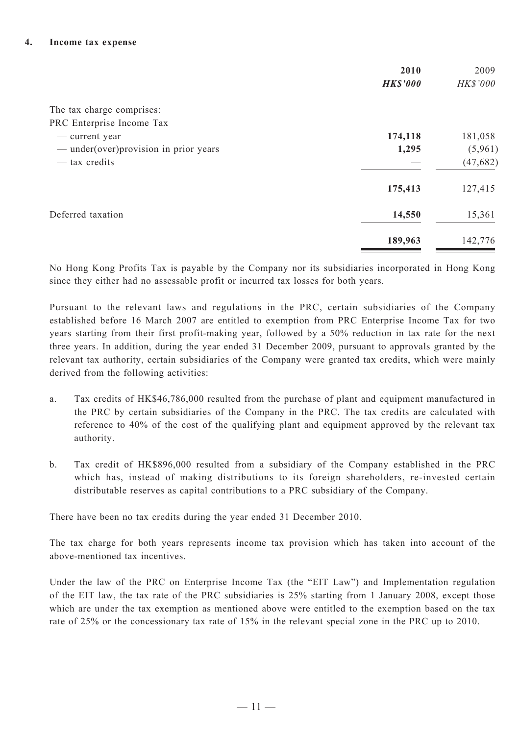**4. Income tax expense**

| | 2010 | 2009 |
|---|---|---|
| | ***HK$'000*** | *HK$'000* |
| The tax charge comprises: | | |
| PRC Enterprise Income Tax | | |
| — current year | **174,118** | 181,058 |
| — under(over)provision in prior years | **1,295** | (5,961) |
| — tax credits | **—** | (47,682) |
| | **175,413** | 127,415 |
| Deferred taxation | **14,550** | 15,361 |
| | **189,963** | 142,776 |

No Hong Kong Profits Tax is payable by the Company nor its subsidiaries incorporated in Hong Kong since they either had no assessable profit or incurred tax losses for both years.

Pursuant to the relevant laws and regulations in the PRC, certain subsidiaries of the Company established before 16 March 2007 are entitled to exemption from PRC Enterprise Income Tax for two years starting from their first profit-making year, followed by a 50% reduction in tax rate for the next three years. In addition, during the year ended 31 December 2009, pursuant to approvals granted by the relevant tax authority, certain subsidiaries of the Company were granted tax credits, which were mainly derived from the following activities:

a. Tax credits of HK$46,786,000 resulted from the purchase of plant and equipment manufactured in the PRC by certain subsidiaries of the Company in the PRC. The tax credits are calculated with reference to 40% of the cost of the qualifying plant and equipment approved by the relevant tax authority.

b. Tax credit of HK$896,000 resulted from a subsidiary of the Company established in the PRC which has, instead of making distributions to its foreign shareholders, re-invested certain distributable reserves as capital contributions to a PRC subsidiary of the Company.

There have been no tax credits during the year ended 31 December 2010.

The tax charge for both years represents income tax provision which has taken into account of the above-mentioned tax incentives.

Under the law of the PRC on Enterprise Income Tax (the "EIT Law") and Implementation regulation of the EIT law, the tax rate of the PRC subsidiaries is 25% starting from 1 January 2008, except those which are under the tax exemption as mentioned above were entitled to the exemption based on the tax rate of 25% or the concessionary tax rate of 15% in the relevant special zone in the PRC up to 2010.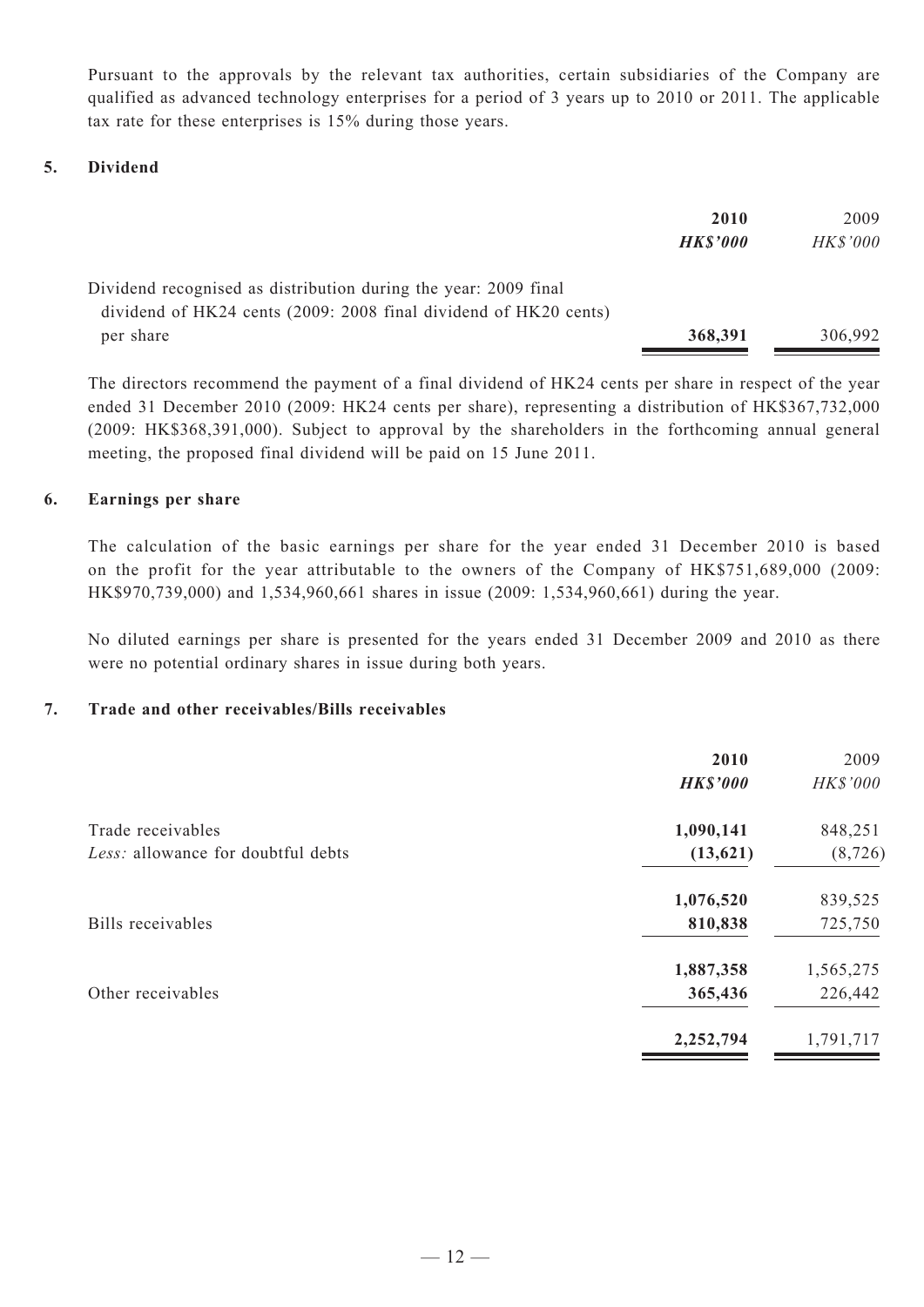Pursuant to the approvals by the relevant tax authorities, certain subsidiaries of the Company are qualified as advanced technology enterprises for a period of 3 years up to 2010 or 2011. The applicable tax rate for these enterprises is 15% during those years.

## 5. Dividend

| | **2010** | 2009 |
|---|---|---|
| | ***HK$'000*** | *HK$'000* |
| Dividend recognised as distribution during the year: 2009 final dividend of HK24 cents (2009: 2008 final dividend of HK20 cents) per share | **368,391** | 306,992 |

The directors recommend the payment of a final dividend of HK24 cents per share in respect of the year ended 31 December 2010 (2009: HK24 cents per share), representing a distribution of HK$367,732,000 (2009: HK$368,391,000). Subject to approval by the shareholders in the forthcoming annual general meeting, the proposed final dividend will be paid on 15 June 2011.

## 6. Earnings per share

The calculation of the basic earnings per share for the year ended 31 December 2010 is based on the profit for the year attributable to the owners of the Company of HK$751,689,000 (2009: HK$970,739,000) and 1,534,960,661 shares in issue (2009: 1,534,960,661) during the year.

No diluted earnings per share is presented for the years ended 31 December 2009 and 2010 as there were no potential ordinary shares in issue during both years.

## 7. Trade and other receivables/Bills receivables

| | **2010** | 2009 |
|---|---|---|
| | ***HK$'000*** | *HK$'000* |
| Trade receivables | **1,090,141** | 848,251 |
| *Less:* allowance for doubtful debts | **(13,621)** | (8,726) |
| | **1,076,520** | 839,525 |
| Bills receivables | **810,838** | 725,750 |
| | **1,887,358** | 1,565,275 |
| Other receivables | **365,436** | 226,442 |
| | **2,252,794** | 1,791,717 |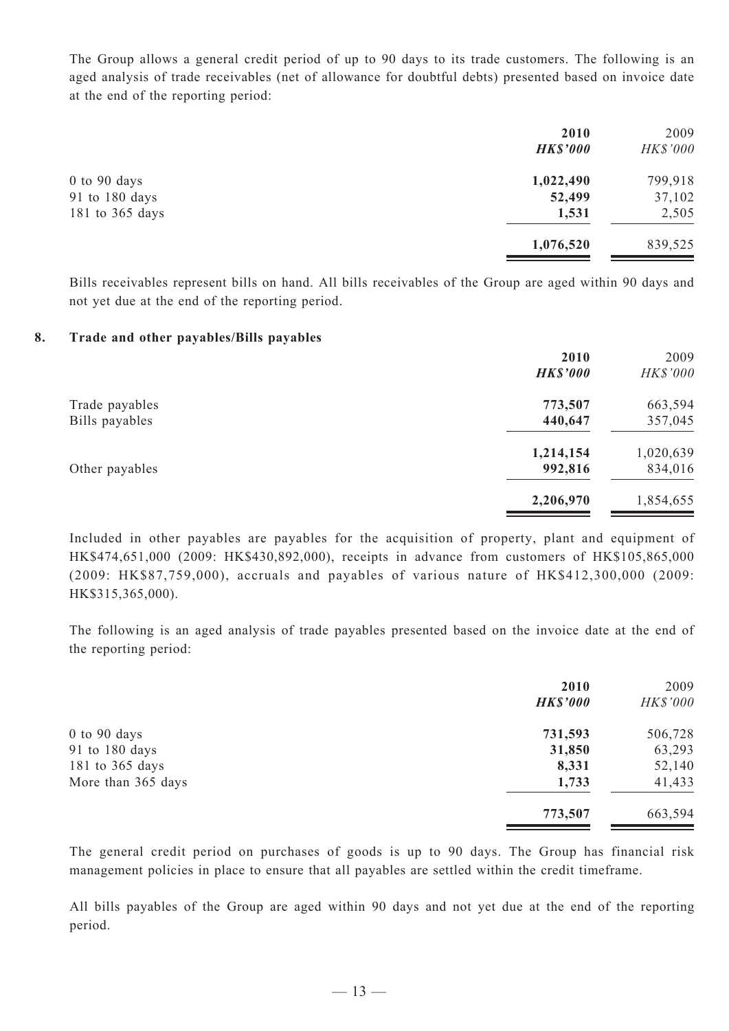The Group allows a general credit period of up to 90 days to its trade customers. The following is an aged analysis of trade receivables (net of allowance for doubtful debts) presented based on invoice date at the end of the reporting period:

| | **2010** | 2009 |
|---|---|---|
| | ***HK$'000*** | *HK$'000* |
| 0 to 90 days | **1,022,490** | 799,918 |
| 91 to 180 days | **52,499** | 37,102 |
| 181 to 365 days | **1,531** | 2,505 |
| | **1,076,520** | 839,525 |

Bills receivables represent bills on hand. All bills receivables of the Group are aged within 90 days and not yet due at the end of the reporting period.

## 8. Trade and other payables/Bills payables

| | **2010** | 2009 |
|---|---|---|
| | ***HK$'000*** | *HK$'000* |
| Trade payables | **773,507** | 663,594 |
| Bills payables | **440,647** | 357,045 |
| | **1,214,154** | 1,020,639 |
| Other payables | **992,816** | 834,016 |
| | **2,206,970** | 1,854,655 |

Included in other payables are payables for the acquisition of property, plant and equipment of HK$474,651,000 (2009: HK$430,892,000), receipts in advance from customers of HK$105,865,000 (2009: HK$87,759,000), accruals and payables of various nature of HK$412,300,000 (2009: HK$315,365,000).

The following is an aged analysis of trade payables presented based on the invoice date at the end of the reporting period:

| | **2010** | 2009 |
|---|---|---|
| | ***HK$'000*** | *HK$'000* |
| 0 to 90 days | **731,593** | 506,728 |
| 91 to 180 days | **31,850** | 63,293 |
| 181 to 365 days | **8,331** | 52,140 |
| More than 365 days | **1,733** | 41,433 |
| | **773,507** | 663,594 |

The general credit period on purchases of goods is up to 90 days. The Group has financial risk management policies in place to ensure that all payables are settled within the credit timeframe.

All bills payables of the Group are aged within 90 days and not yet due at the end of the reporting period.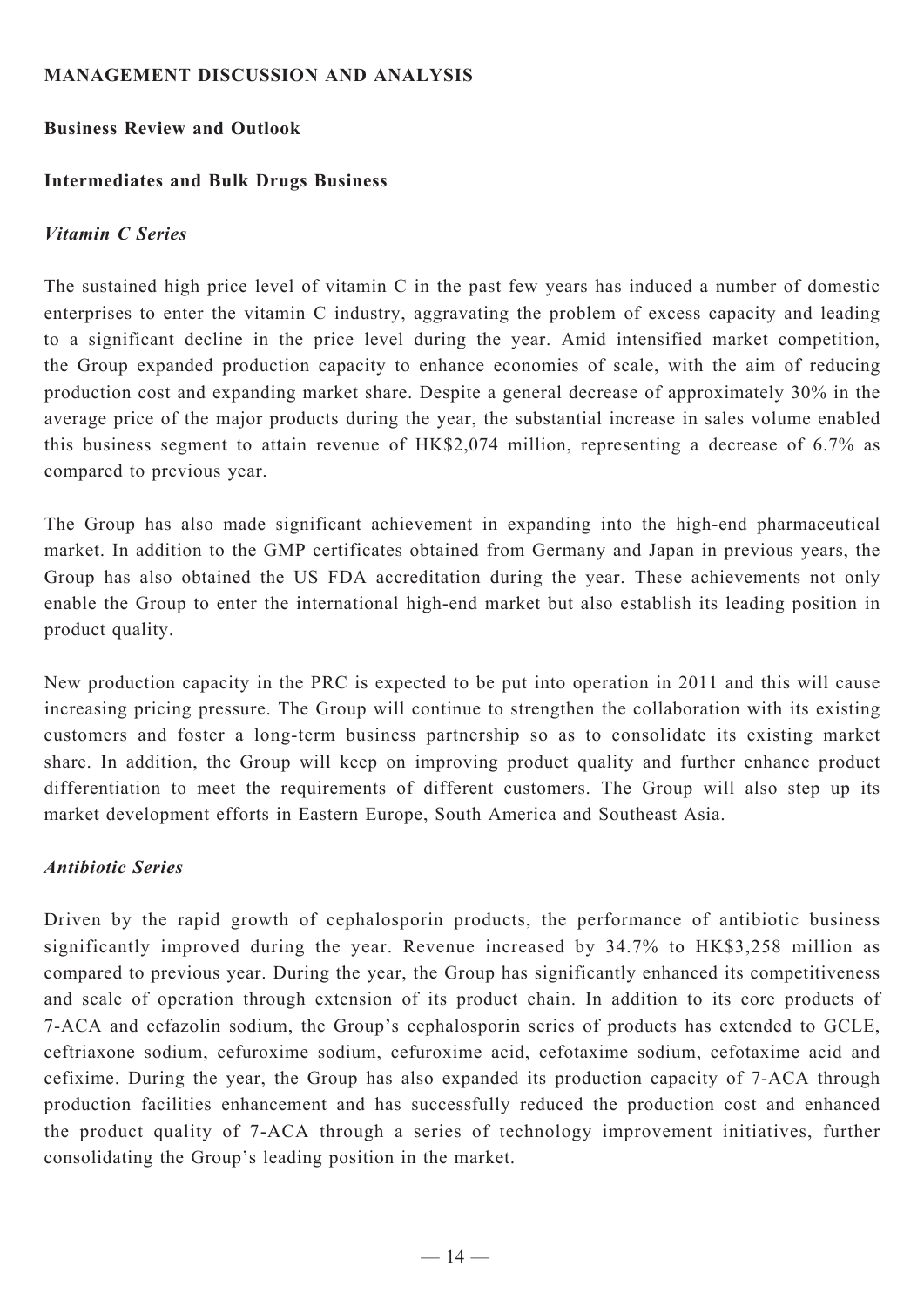## MANAGEMENT DISCUSSION AND ANALYSIS

### Business Review and Outlook

### Intermediates and Bulk Drugs Business

#### *Vitamin C Series*

The sustained high price level of vitamin C in the past few years has induced a number of domestic enterprises to enter the vitamin C industry, aggravating the problem of excess capacity and leading to a significant decline in the price level during the year. Amid intensified market competition, the Group expanded production capacity to enhance economies of scale, with the aim of reducing production cost and expanding market share. Despite a general decrease of approximately 30% in the average price of the major products during the year, the substantial increase in sales volume enabled this business segment to attain revenue of HK$2,074 million, representing a decrease of 6.7% as compared to previous year.

The Group has also made significant achievement in expanding into the high-end pharmaceutical market. In addition to the GMP certificates obtained from Germany and Japan in previous years, the Group has also obtained the US FDA accreditation during the year. These achievements not only enable the Group to enter the international high-end market but also establish its leading position in product quality.

New production capacity in the PRC is expected to be put into operation in 2011 and this will cause increasing pricing pressure. The Group will continue to strengthen the collaboration with its existing customers and foster a long-term business partnership so as to consolidate its existing market share. In addition, the Group will keep on improving product quality and further enhance product differentiation to meet the requirements of different customers. The Group will also step up its market development efforts in Eastern Europe, South America and Southeast Asia.

#### *Antibiotic Series*

Driven by the rapid growth of cephalosporin products, the performance of antibiotic business significantly improved during the year. Revenue increased by 34.7% to HK$3,258 million as compared to previous year. During the year, the Group has significantly enhanced its competitiveness and scale of operation through extension of its product chain. In addition to its core products of 7-ACA and cefazolin sodium, the Group's cephalosporin series of products has extended to GCLE, ceftriaxone sodium, cefuroxime sodium, cefuroxime acid, cefotaxime sodium, cefotaxime acid and cefixime. During the year, the Group has also expanded its production capacity of 7-ACA through production facilities enhancement and has successfully reduced the production cost and enhanced the product quality of 7-ACA through a series of technology improvement initiatives, further consolidating the Group's leading position in the market.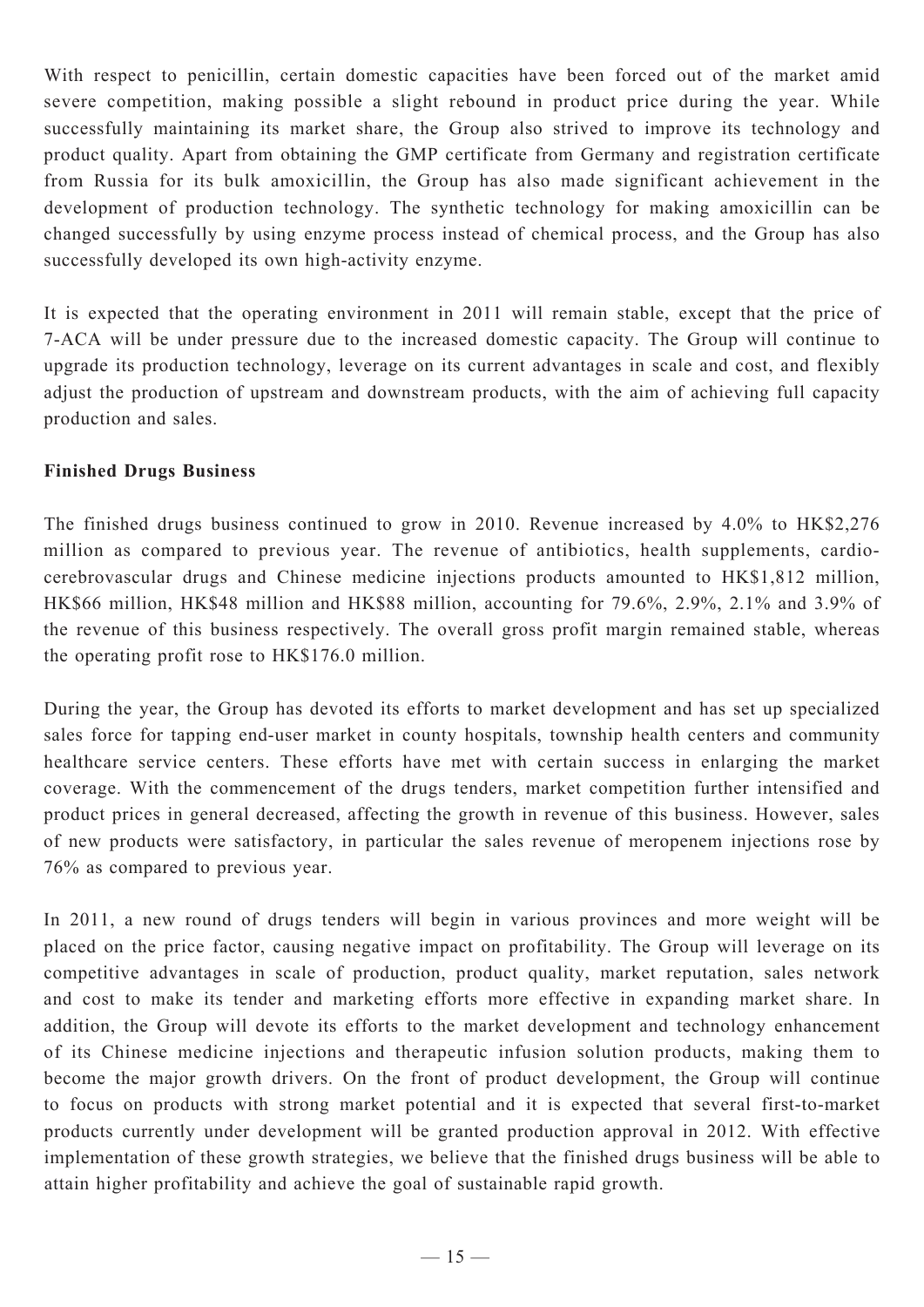With respect to penicillin, certain domestic capacities have been forced out of the market amid severe competition, making possible a slight rebound in product price during the year. While successfully maintaining its market share, the Group also strived to improve its technology and product quality. Apart from obtaining the GMP certificate from Germany and registration certificate from Russia for its bulk amoxicillin, the Group has also made significant achievement in the development of production technology. The synthetic technology for making amoxicillin can be changed successfully by using enzyme process instead of chemical process, and the Group has also successfully developed its own high-activity enzyme.

It is expected that the operating environment in 2011 will remain stable, except that the price of 7-ACA will be under pressure due to the increased domestic capacity. The Group will continue to upgrade its production technology, leverage on its current advantages in scale and cost, and flexibly adjust the production of upstream and downstream products, with the aim of achieving full capacity production and sales.

**Finished Drugs Business**

The finished drugs business continued to grow in 2010. Revenue increased by 4.0% to HK$2,276 million as compared to previous year. The revenue of antibiotics, health supplements, cardio-cerebrovascular drugs and Chinese medicine injections products amounted to HK$1,812 million, HK$66 million, HK$48 million and HK$88 million, accounting for 79.6%, 2.9%, 2.1% and 3.9% of the revenue of this business respectively. The overall gross profit margin remained stable, whereas the operating profit rose to HK$176.0 million.

During the year, the Group has devoted its efforts to market development and has set up specialized sales force for tapping end-user market in county hospitals, township health centers and community healthcare service centers. These efforts have met with certain success in enlarging the market coverage. With the commencement of the drugs tenders, market competition further intensified and product prices in general decreased, affecting the growth in revenue of this business. However, sales of new products were satisfactory, in particular the sales revenue of meropenem injections rose by 76% as compared to previous year.

In 2011, a new round of drugs tenders will begin in various provinces and more weight will be placed on the price factor, causing negative impact on profitability. The Group will leverage on its competitive advantages in scale of production, product quality, market reputation, sales network and cost to make its tender and marketing efforts more effective in expanding market share. In addition, the Group will devote its efforts to the market development and technology enhancement of its Chinese medicine injections and therapeutic infusion solution products, making them to become the major growth drivers. On the front of product development, the Group will continue to focus on products with strong market potential and it is expected that several first-to-market products currently under development will be granted production approval in 2012. With effective implementation of these growth strategies, we believe that the finished drugs business will be able to attain higher profitability and achieve the goal of sustainable rapid growth.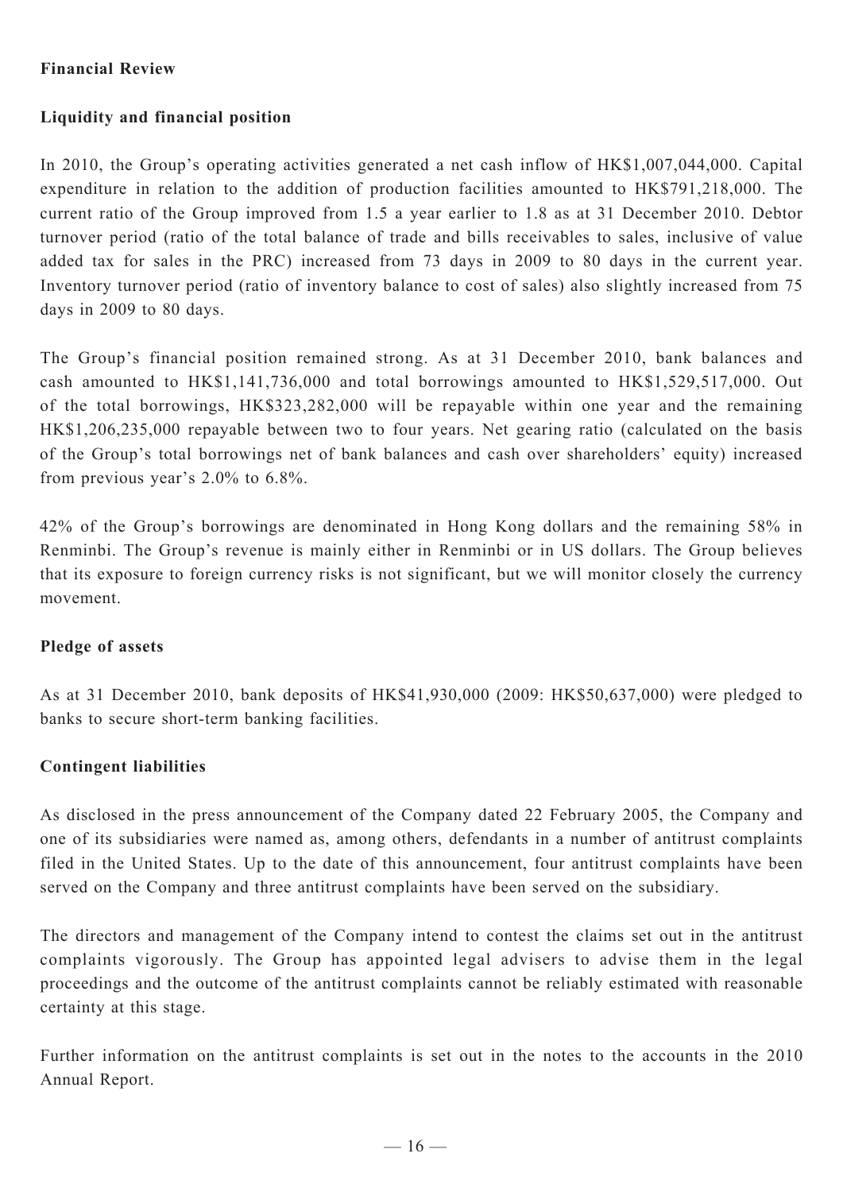## Financial Review

### Liquidity and financial position

In 2010, the Group's operating activities generated a net cash inflow of HK$1,007,044,000. Capital expenditure in relation to the addition of production facilities amounted to HK$791,218,000. The current ratio of the Group improved from 1.5 a year earlier to 1.8 as at 31 December 2010. Debtor turnover period (ratio of the total balance of trade and bills receivables to sales, inclusive of value added tax for sales in the PRC) increased from 73 days in 2009 to 80 days in the current year. Inventory turnover period (ratio of inventory balance to cost of sales) also slightly increased from 75 days in 2009 to 80 days.

The Group's financial position remained strong. As at 31 December 2010, bank balances and cash amounted to HK$1,141,736,000 and total borrowings amounted to HK$1,529,517,000. Out of the total borrowings, HK$323,282,000 will be repayable within one year and the remaining HK$1,206,235,000 repayable between two to four years. Net gearing ratio (calculated on the basis of the Group's total borrowings net of bank balances and cash over shareholders' equity) increased from previous year's 2.0% to 6.8%.

42% of the Group's borrowings are denominated in Hong Kong dollars and the remaining 58% in Renminbi. The Group's revenue is mainly either in Renminbi or in US dollars. The Group believes that its exposure to foreign currency risks is not significant, but we will monitor closely the currency movement.

### Pledge of assets

As at 31 December 2010, bank deposits of HK$41,930,000 (2009: HK$50,637,000) were pledged to banks to secure short-term banking facilities.

### Contingent liabilities

As disclosed in the press announcement of the Company dated 22 February 2005, the Company and one of its subsidiaries were named as, among others, defendants in a number of antitrust complaints filed in the United States. Up to the date of this announcement, four antitrust complaints have been served on the Company and three antitrust complaints have been served on the subsidiary.

The directors and management of the Company intend to contest the claims set out in the antitrust complaints vigorously. The Group has appointed legal advisers to advise them in the legal proceedings and the outcome of the antitrust complaints cannot be reliably estimated with reasonable certainty at this stage.

Further information on the antitrust complaints is set out in the notes to the accounts in the 2010 Annual Report.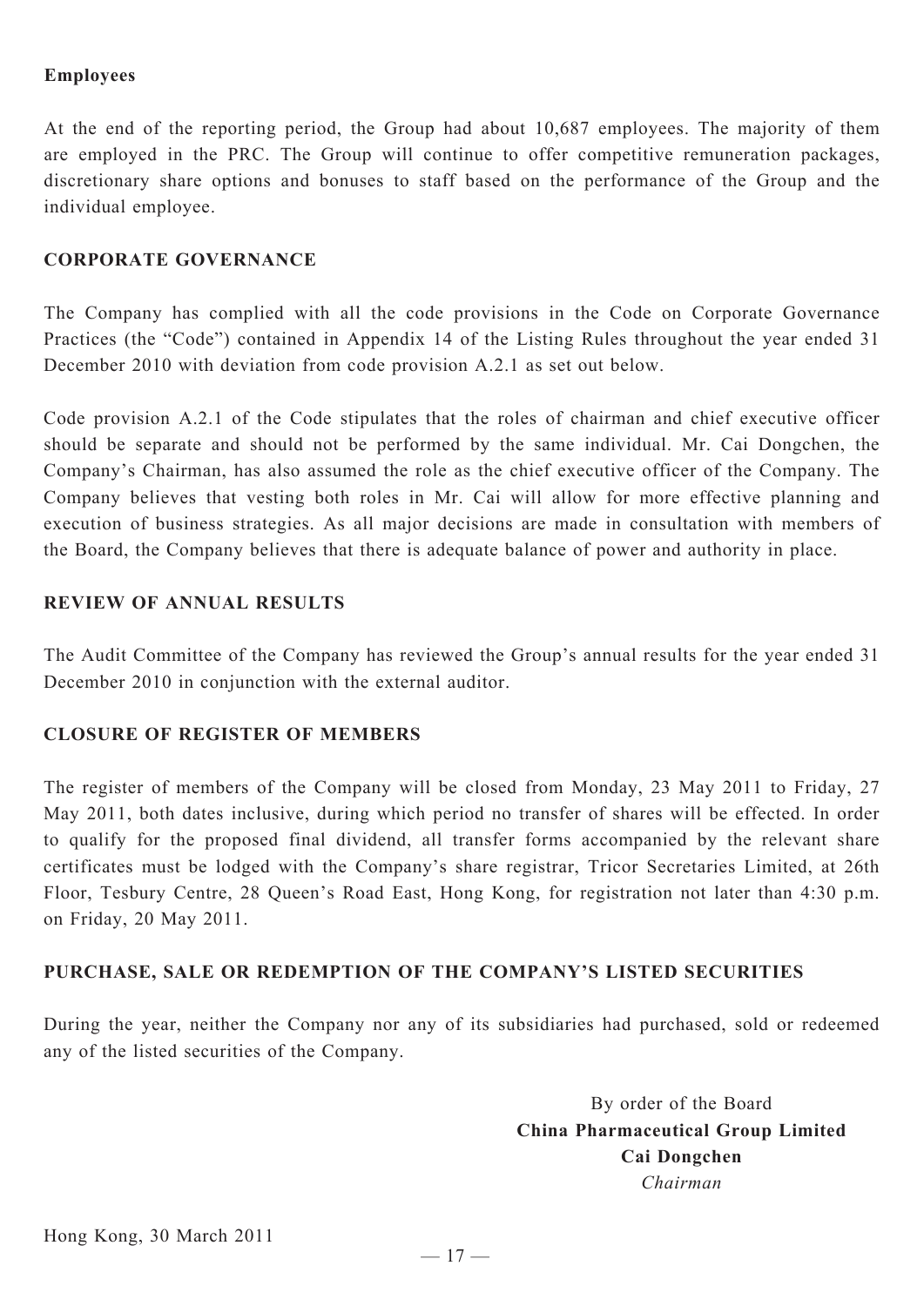**Employees**

At the end of the reporting period, the Group had about 10,687 employees. The majority of them are employed in the PRC. The Group will continue to offer competitive remuneration packages, discretionary share options and bonuses to staff based on the performance of the Group and the individual employee.

## CORPORATE GOVERNANCE

The Company has complied with all the code provisions in the Code on Corporate Governance Practices (the "Code") contained in Appendix 14 of the Listing Rules throughout the year ended 31 December 2010 with deviation from code provision A.2.1 as set out below.

Code provision A.2.1 of the Code stipulates that the roles of chairman and chief executive officer should be separate and should not be performed by the same individual. Mr. Cai Dongchen, the Company's Chairman, has also assumed the role as the chief executive officer of the Company. The Company believes that vesting both roles in Mr. Cai will allow for more effective planning and execution of business strategies. As all major decisions are made in consultation with members of the Board, the Company believes that there is adequate balance of power and authority in place.

## REVIEW OF ANNUAL RESULTS

The Audit Committee of the Company has reviewed the Group's annual results for the year ended 31 December 2010 in conjunction with the external auditor.

## CLOSURE OF REGISTER OF MEMBERS

The register of members of the Company will be closed from Monday, 23 May 2011 to Friday, 27 May 2011, both dates inclusive, during which period no transfer of shares will be effected. In order to qualify for the proposed final dividend, all transfer forms accompanied by the relevant share certificates must be lodged with the Company's share registrar, Tricor Secretaries Limited, at 26th Floor, Tesbury Centre, 28 Queen's Road East, Hong Kong, for registration not later than 4:30 p.m. on Friday, 20 May 2011.

## PURCHASE, SALE OR REDEMPTION OF THE COMPANY'S LISTED SECURITIES

During the year, neither the Company nor any of its subsidiaries had purchased, sold or redeemed any of the listed securities of the Company.

By order of the Board
**China Pharmaceutical Group Limited**
**Cai Dongchen**
*Chairman*

Hong Kong, 30 March 2011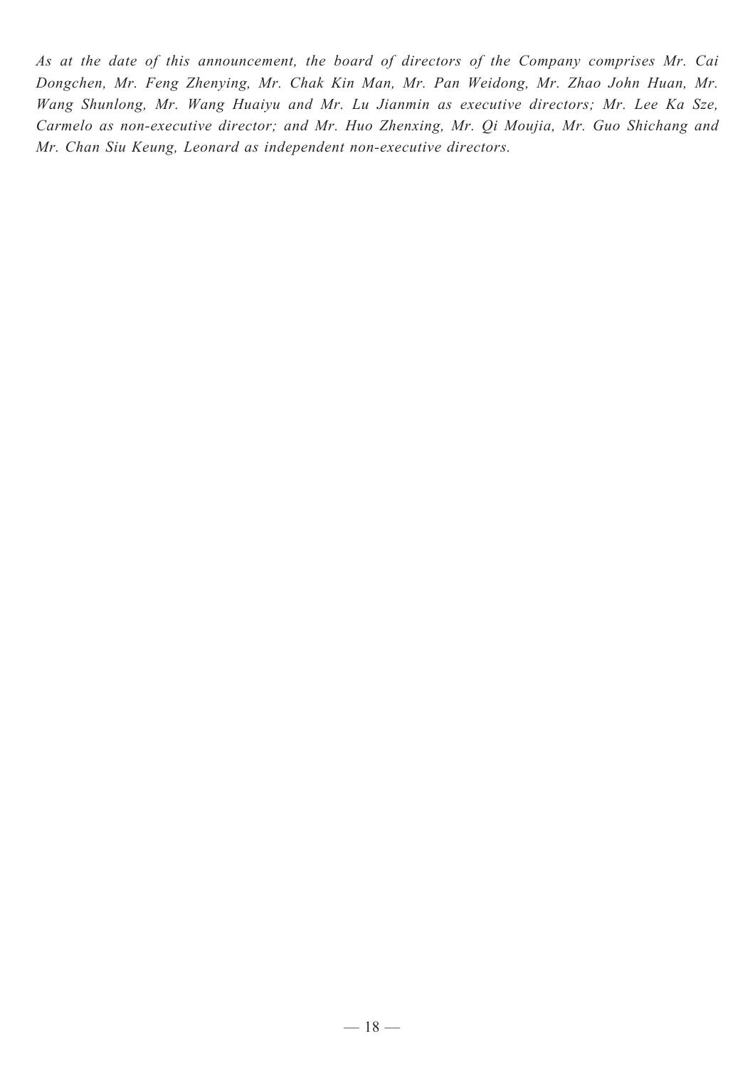*As at the date of this announcement, the board of directors of the Company comprises Mr. Cai Dongchen, Mr. Feng Zhenying, Mr. Chak Kin Man, Mr. Pan Weidong, Mr. Zhao John Huan, Mr. Wang Shunlong, Mr. Wang Huaiyu and Mr. Lu Jianmin as executive directors; Mr. Lee Ka Sze, Carmelo as non-executive director; and Mr. Huo Zhenxing, Mr. Qi Moujia, Mr. Guo Shichang and Mr. Chan Siu Keung, Leonard as independent non-executive directors.*